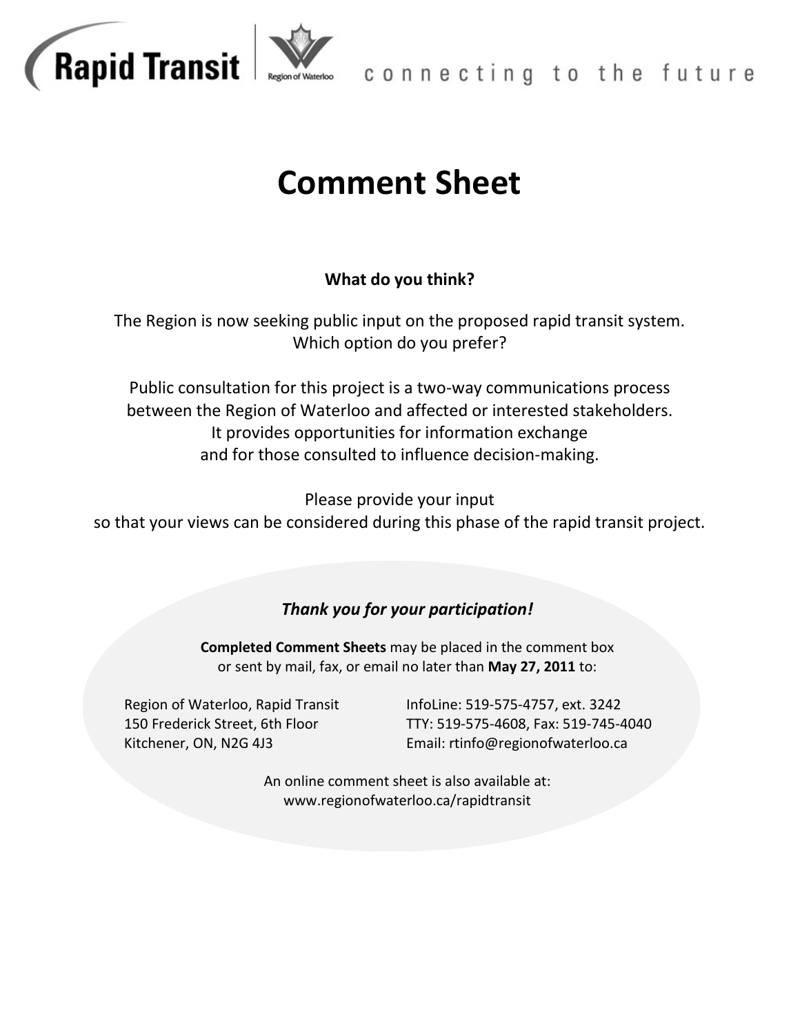Rapid Transit | Region of Waterloo    connecting to the future

# Comment Sheet

**What do you think?**

The Region is now seeking public input on the proposed rapid transit system.
Which option do you prefer?

Public consultation for this project is a two-way communications process between the Region of Waterloo and affected or interested stakeholders. It provides opportunities for information exchange and for those consulted to influence decision-making.

Please provide your input so that your views can be considered during this phase of the rapid transit project.

***Thank you for your participation!***

**Completed Comment Sheets** may be placed in the comment box or sent by mail, fax, or email no later than **May 27, 2011** to:

Region of Waterloo, Rapid Transit
150 Frederick Street, 6th Floor
Kitchener, ON, N2G 4J3

InfoLine: 519-575-4757, ext. 3242
TTY: 519-575-4608, Fax: 519-745-4040
Email: rtinfo@regionofwaterloo.ca

An online comment sheet is also available at:
www.regionofwaterloo.ca/rapidtransit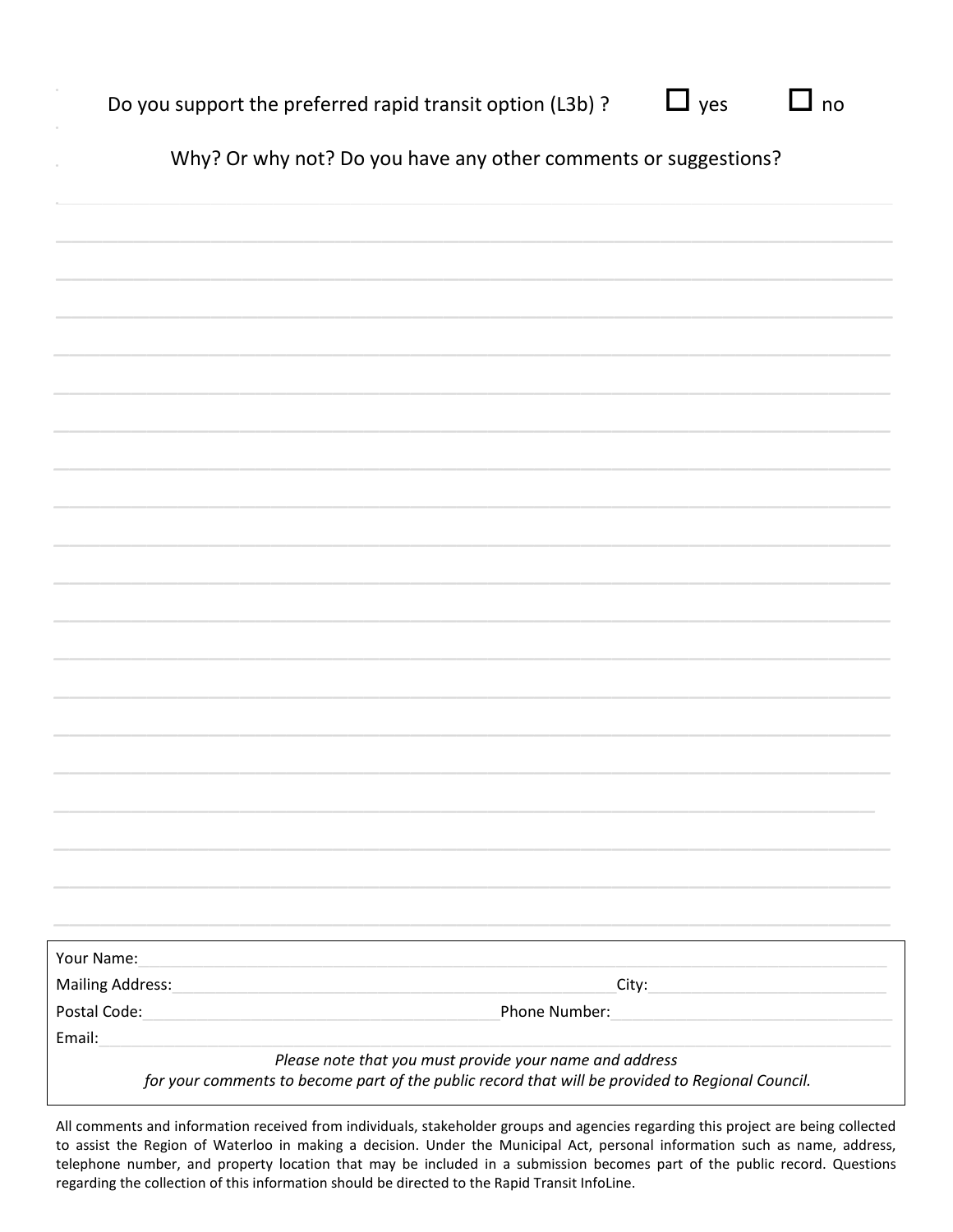Do you support the preferred rapid transit option (L3b) ? ☐ yes ☐ no

Why? Or why not? Do you have any other comments or suggestions?

\_\_\_\_\_\_\_\_\_\_\_\_\_\_\_\_\_\_\_\_\_\_\_\_\_\_\_\_\_\_\_\_\_\_\_\_\_\_\_\_\_\_\_\_\_\_\_\_\_\_\_\_\_\_\_\_\_\_\_\_\_\_\_\_\_\_\_\_\_\_\_\_\_\_\_\_\_\_

\_\_\_\_\_\_\_\_\_\_\_\_\_\_\_\_\_\_\_\_\_\_\_\_\_\_\_\_\_\_\_\_\_\_\_\_\_\_\_\_\_\_\_\_\_\_\_\_\_\_\_\_\_\_\_\_\_\_\_\_\_\_\_\_\_\_\_\_\_\_\_\_\_\_\_\_\_\_

\_\_\_\_\_\_\_\_\_\_\_\_\_\_\_\_\_\_\_\_\_\_\_\_\_\_\_\_\_\_\_\_\_\_\_\_\_\_\_\_\_\_\_\_\_\_\_\_\_\_\_\_\_\_\_\_\_\_\_\_\_\_\_\_\_\_\_\_\_\_\_\_\_\_\_\_\_\_

\_\_\_\_\_\_\_\_\_\_\_\_\_\_\_\_\_\_\_\_\_\_\_\_\_\_\_\_\_\_\_\_\_\_\_\_\_\_\_\_\_\_\_\_\_\_\_\_\_\_\_\_\_\_\_\_\_\_\_\_\_\_\_\_\_\_\_\_\_\_\_\_\_\_\_\_\_\_

\_\_\_\_\_\_\_\_\_\_\_\_\_\_\_\_\_\_\_\_\_\_\_\_\_\_\_\_\_\_\_\_\_\_\_\_\_\_\_\_\_\_\_\_\_\_\_\_\_\_\_\_\_\_\_\_\_\_\_\_\_\_\_\_\_\_\_\_\_\_\_\_\_\_\_\_\_\_

\_\_\_\_\_\_\_\_\_\_\_\_\_\_\_\_\_\_\_\_\_\_\_\_\_\_\_\_\_\_\_\_\_\_\_\_\_\_\_\_\_\_\_\_\_\_\_\_\_\_\_\_\_\_\_\_\_\_\_\_\_\_\_\_\_\_\_\_\_\_\_\_\_\_\_\_\_\_

\_\_\_\_\_\_\_\_\_\_\_\_\_\_\_\_\_\_\_\_\_\_\_\_\_\_\_\_\_\_\_\_\_\_\_\_\_\_\_\_\_\_\_\_\_\_\_\_\_\_\_\_\_\_\_\_\_\_\_\_\_\_\_\_\_\_\_\_\_\_\_\_\_\_\_\_\_\_

\_\_\_\_\_\_\_\_\_\_\_\_\_\_\_\_\_\_\_\_\_\_\_\_\_\_\_\_\_\_\_\_\_\_\_\_\_\_\_\_\_\_\_\_\_\_\_\_\_\_\_\_\_\_\_\_\_\_\_\_\_\_\_\_\_\_\_\_\_\_\_\_\_\_\_\_\_\_

\_\_\_\_\_\_\_\_\_\_\_\_\_\_\_\_\_\_\_\_\_\_\_\_\_\_\_\_\_\_\_\_\_\_\_\_\_\_\_\_\_\_\_\_\_\_\_\_\_\_\_\_\_\_\_\_\_\_\_\_\_\_\_\_\_\_\_\_\_\_\_\_\_\_\_\_\_\_

\_\_\_\_\_\_\_\_\_\_\_\_\_\_\_\_\_\_\_\_\_\_\_\_\_\_\_\_\_\_\_\_\_\_\_\_\_\_\_\_\_\_\_\_\_\_\_\_\_\_\_\_\_\_\_\_\_\_\_\_\_\_\_\_\_\_\_\_\_\_\_\_\_\_\_\_\_\_

\_\_\_\_\_\_\_\_\_\_\_\_\_\_\_\_\_\_\_\_\_\_\_\_\_\_\_\_\_\_\_\_\_\_\_\_\_\_\_\_\_\_\_\_\_\_\_\_\_\_\_\_\_\_\_\_\_\_\_\_\_\_\_\_\_\_\_\_\_\_\_\_\_\_\_\_\_\_

\_\_\_\_\_\_\_\_\_\_\_\_\_\_\_\_\_\_\_\_\_\_\_\_\_\_\_\_\_\_\_\_\_\_\_\_\_\_\_\_\_\_\_\_\_\_\_\_\_\_\_\_\_\_\_\_\_\_\_\_\_\_\_\_\_\_\_\_\_\_\_\_\_\_\_\_\_\_

\_\_\_\_\_\_\_\_\_\_\_\_\_\_\_\_\_\_\_\_\_\_\_\_\_\_\_\_\_\_\_\_\_\_\_\_\_\_\_\_\_\_\_\_\_\_\_\_\_\_\_\_\_\_\_\_\_\_\_\_\_\_\_\_\_\_\_\_\_\_\_\_\_\_\_\_\_\_

\_\_\_\_\_\_\_\_\_\_\_\_\_\_\_\_\_\_\_\_\_\_\_\_\_\_\_\_\_\_\_\_\_\_\_\_\_\_\_\_\_\_\_\_\_\_\_\_\_\_\_\_\_\_\_\_\_\_\_\_\_\_\_\_\_\_\_\_\_\_\_\_\_\_\_\_\_\_

\_\_\_\_\_\_\_\_\_\_\_\_\_\_\_\_\_\_\_\_\_\_\_\_\_\_\_\_\_\_\_\_\_\_\_\_\_\_\_\_\_\_\_\_\_\_\_\_\_\_\_\_\_\_\_\_\_\_\_\_\_\_\_\_\_\_\_\_\_\_\_\_\_\_\_\_\_\_

\_\_\_\_\_\_\_\_\_\_\_\_\_\_\_\_\_\_\_\_\_\_\_\_\_\_\_\_\_\_\_\_\_\_\_\_\_\_\_\_\_\_\_\_\_\_\_\_\_\_\_\_\_\_\_\_\_\_\_\_\_\_\_\_\_\_\_\_\_\_\_\_\_\_\_\_\_\_

\_\_\_\_\_\_\_\_\_\_\_\_\_\_\_\_\_\_\_\_\_\_\_\_\_\_\_\_\_\_\_\_\_\_\_\_\_\_\_\_\_\_\_\_\_\_\_\_\_\_\_\_\_\_\_\_\_\_\_\_\_\_\_\_\_\_\_\_\_\_\_\_\_\_\_\_\_\_

\_\_\_\_\_\_\_\_\_\_\_\_\_\_\_\_\_\_\_\_\_\_\_\_\_\_\_\_\_\_\_\_\_\_\_\_\_\_\_\_\_\_\_\_\_\_\_\_\_\_\_\_\_\_\_\_\_\_\_\_\_\_\_\_\_\_\_\_\_\_\_\_\_\_\_\_\_\_

\_\_\_\_\_\_\_\_\_\_\_\_\_\_\_\_\_\_\_\_\_\_\_\_\_\_\_\_\_\_\_\_\_\_\_\_\_\_\_\_\_\_\_\_\_\_\_\_\_\_\_\_\_\_\_\_\_\_\_\_\_\_\_\_\_\_\_\_\_\_\_\_\_\_\_\_\_\_

\_\_\_\_\_\_\_\_\_\_\_\_\_\_\_\_\_\_\_\_\_\_\_\_\_\_\_\_\_\_\_\_\_\_\_\_\_\_\_\_\_\_\_\_\_\_\_\_\_\_\_\_\_\_\_\_\_\_\_\_\_\_\_\_\_\_\_\_\_\_\_\_\_\_\_\_\_\_

\_\_\_\_\_\_\_\_\_\_\_\_\_\_\_\_\_\_\_\_\_\_\_\_\_\_\_\_\_\_\_\_\_\_\_\_\_\_\_\_\_\_\_\_\_\_\_\_\_\_\_\_\_\_\_\_\_\_\_\_\_\_\_\_\_\_\_\_\_\_\_\_\_\_\_\_\_\_

Your Name: \_\_\_\_\_\_\_\_\_\_\_\_\_\_\_\_\_\_\_\_\_\_\_\_\_\_\_\_\_\_\_\_\_\_\_\_\_\_\_\_\_\_\_\_\_\_\_\_\_\_\_\_\_\_\_\_\_\_\_\_\_\_\_\_\_\_\_\_\_\_

Mailing Address: \_\_\_\_\_\_\_\_\_\_\_\_\_\_\_\_\_\_\_\_\_\_\_\_\_\_\_\_\_\_\_\_\_\_\_\_\_\_\_\_\_\_\_\_\_\_ City: \_\_\_\_\_\_\_\_\_\_\_\_\_\_\_\_\_\_\_\_\_\_\_\_

Postal Code: \_\_\_\_\_\_\_\_\_\_\_\_\_\_\_\_\_\_\_\_\_\_\_\_\_\_\_\_\_\_\_\_\_\_\_\_\_\_ Phone Number: \_\_\_\_\_\_\_\_\_\_\_\_\_\_\_\_\_\_\_\_\_\_\_\_\_\_\_\_\_\_\_

Email: \_\_\_\_\_\_\_\_\_\_\_\_\_\_\_\_\_\_\_\_\_\_\_\_\_\_\_\_\_\_\_\_\_\_\_\_\_\_\_\_\_\_\_\_\_\_\_\_\_\_\_\_\_\_\_\_\_\_\_\_\_\_\_\_\_\_\_\_\_\_\_\_\_\_

*Please note that you must provide your name and address for your comments to become part of the public record that will be provided to Regional Council.*

All comments and information received from individuals, stakeholder groups and agencies regarding this project are being collected to assist the Region of Waterloo in making a decision. Under the Municipal Act, personal information such as name, address, telephone number, and property location that may be included in a submission becomes part of the public record. Questions regarding the collection of this information should be directed to the Rapid Transit InfoLine.